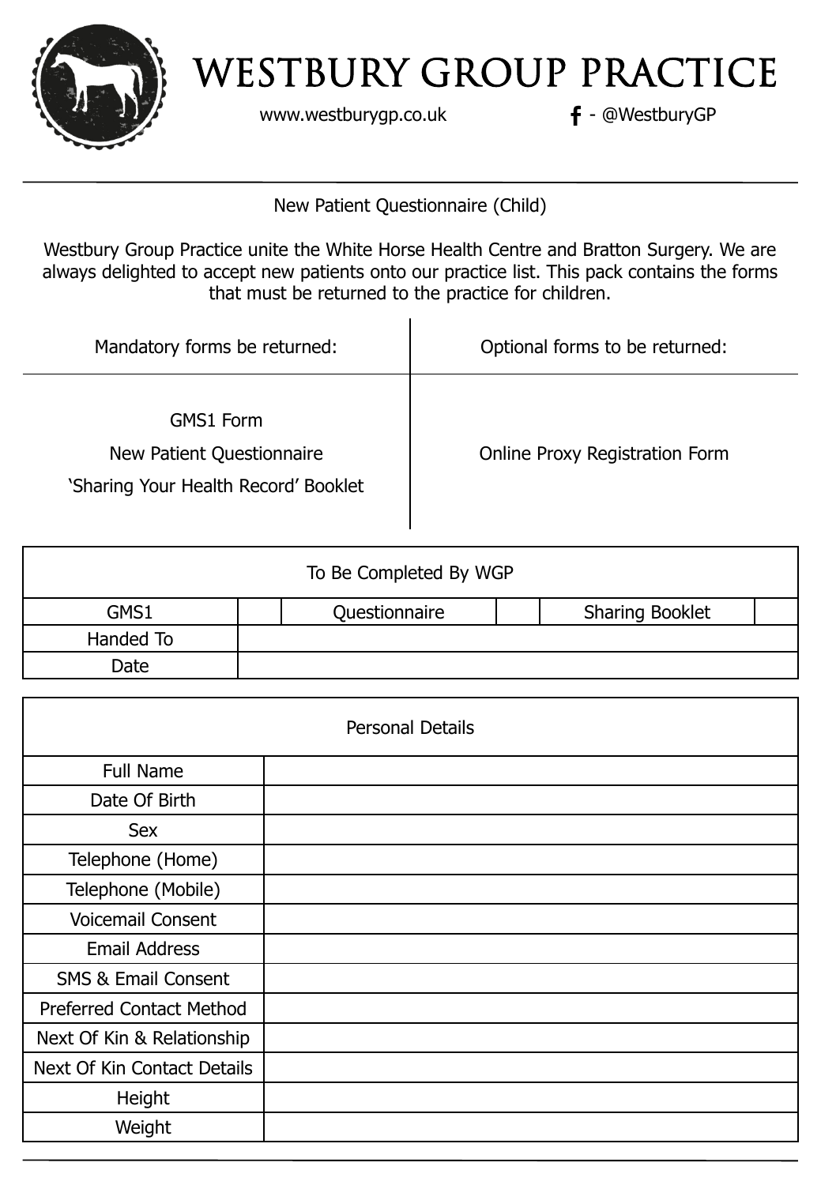# WESTBURY GROUP PRACTICE

www.westburygp.co.uk

f - @WestburyGP

New Patient Questionnaire (Child)

Westbury Group Practice unite the White Horse Health Centre and Bratton Surgery. We are always delighted to accept new patients onto our practice list. This pack contains the forms that must be returned to the practice for children.

| Mandatory forms be returned: | Optional forms to be returned: |
|---|---|
| GMS1 Form<br>New Patient Questionnaire<br>'Sharing Your Health Record' Booklet | Online Proxy Registration Form |

| To Be Completed By WGP | | | | | |
|---|---|---|---|---|---|
| GMS1 | | Questionnaire | | Sharing Booklet | |
| Handed To | | | | | |
| Date | | | | | |

| Personal Details | |
|---|---|
| Full Name | |
| Date Of Birth | |
| Sex | |
| Telephone (Home) | |
| Telephone (Mobile) | |
| Voicemail Consent | |
| Email Address | |
| SMS & Email Consent | |
| Preferred Contact Method | |
| Next Of Kin & Relationship | |
| Next Of Kin Contact Details | |
| Height | |
| Weight | |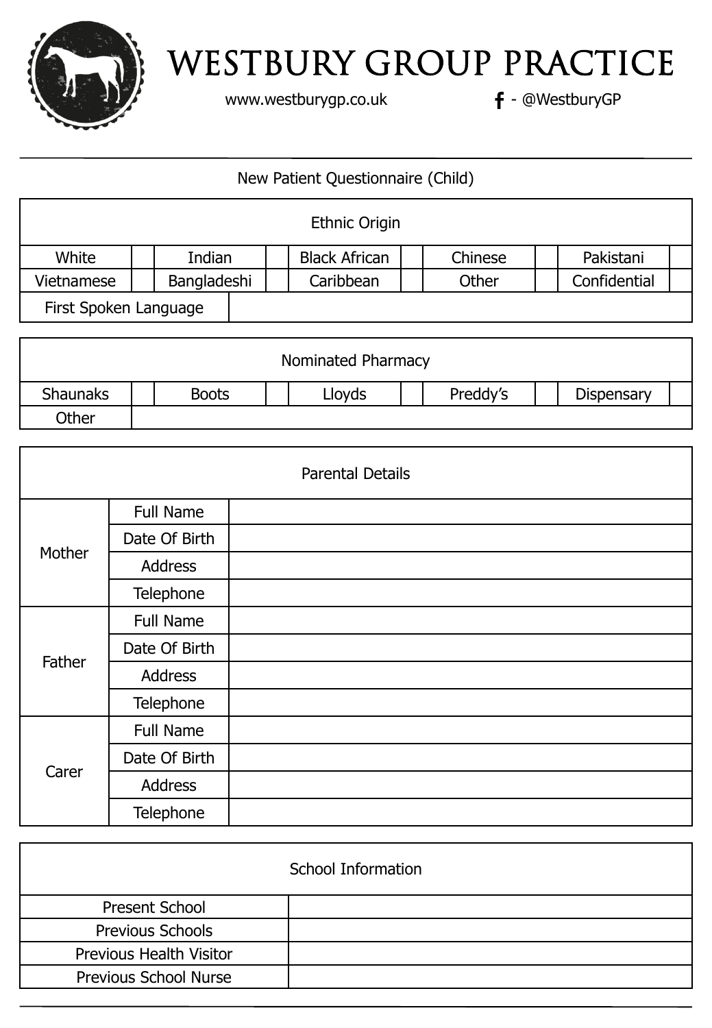# WESTBURY GROUP PRACTICE

www.westburygp.co.uk — f - @WestburyGP

## New Patient Questionnaire (Child)

| Ethnic Origin | | | | | | | | | |
|---|---|---|---|---|---|---|---|---|---|
| White | | Indian | | Black African | | Chinese | | Pakistani | |
| Vietnamese | | Bangladeshi | | Caribbean | | Other | | Confidential | |
| First Spoken Language | | | | | | | | | |

| Nominated Pharmacy | | | | | | | | | |
|---|---|---|---|---|---|---|---|---|---|
| Shaunaks | | Boots | | Lloyds | | Preddy's | | Dispensary | |
| Other | | | | | | | | | |

| Parental Details | | |
|---|---|---|
| Mother | Full Name | |
| | Date Of Birth | |
| | Address | |
| | Telephone | |
| Father | Full Name | |
| | Date Of Birth | |
| | Address | |
| | Telephone | |
| Carer | Full Name | |
| | Date Of Birth | |
| | Address | |
| | Telephone | |

| School Information | |
|---|---|
| Present School | |
| Previous Schools | |
| Previous Health Visitor | |
| Previous School Nurse | |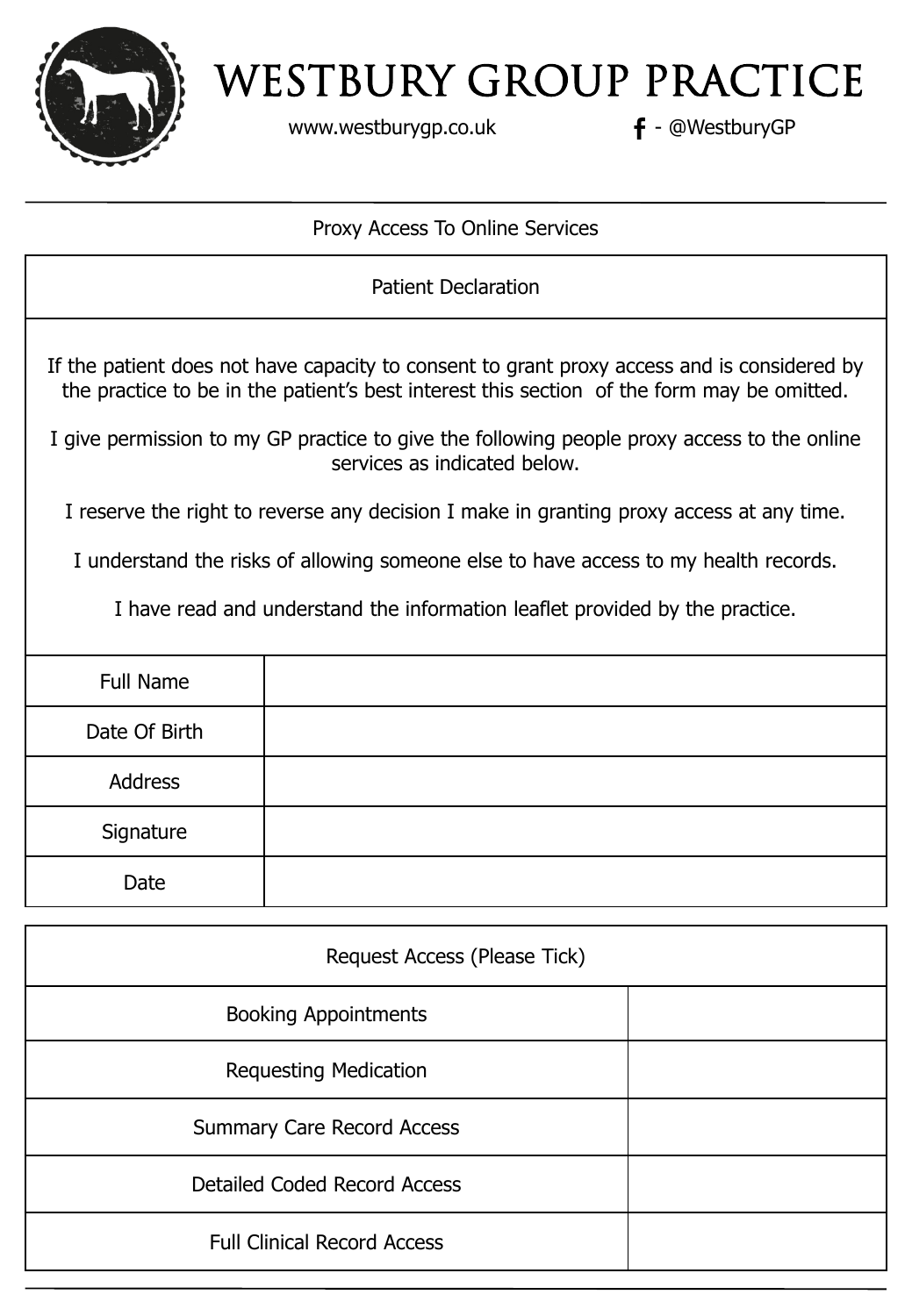# WESTBURY GROUP PRACTICE

www.westburygp.co.uk f - @WestburyGP

Proxy Access To Online Services

## Patient Declaration

If the patient does not have capacity to consent to grant proxy access and is considered by the practice to be in the patient's best interest this section of the form may be omitted.

I give permission to my GP practice to give the following people proxy access to the online services as indicated below.

I reserve the right to reverse any decision I make in granting proxy access at any time.

I understand the risks of allowing someone else to have access to my health records.

I have read and understand the information leaflet provided by the practice.

| | |
|---|---|
| Full Name | |
| Date Of Birth | |
| Address | |
| Signature | |
| Date | |

| Request Access (Please Tick) | |
|---|---|
| Booking Appointments | |
| Requesting Medication | |
| Summary Care Record Access | |
| Detailed Coded Record Access | |
| Full Clinical Record Access | |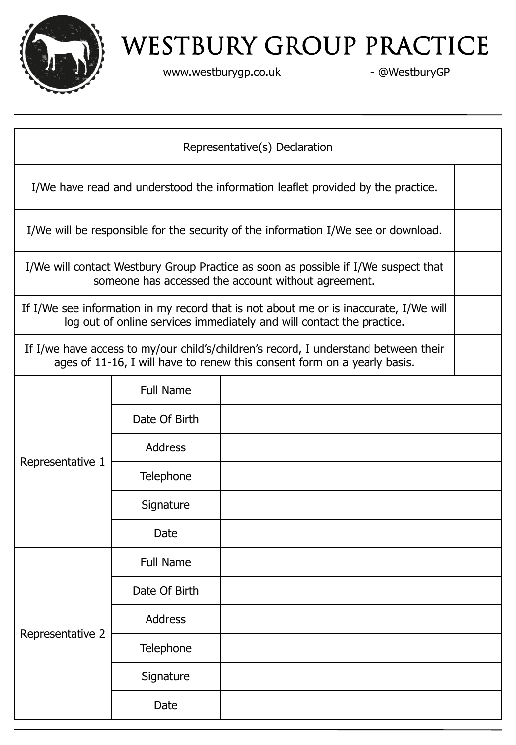# WESTBURY GROUP PRACTICE

www.westburygp.co.uk - @WestburyGP

| Representative(s) Declaration | |
|---|---|
| I/We have read and understood the information leaflet provided by the practice. | |
| I/We will be responsible for the security of the information I/We see or download. | |
| I/We will contact Westbury Group Practice as soon as possible if I/We suspect that someone has accessed the account without agreement. | |
| If I/We see information in my record that is not about me or is inaccurate, I/We will log out of online services immediately and will contact the practice. | |
| If I/we have access to my/our child's/children's record, I understand between their ages of 11-16, I will have to renew this consent form on a yearly basis. | |

| | | |
|---|---|---|
| Representative 1 | Full Name | |
| | Date Of Birth | |
| | Address | |
| | Telephone | |
| | Signature | |
| | Date | |
| Representative 2 | Full Name | |
| | Date Of Birth | |
| | Address | |
| | Telephone | |
| | Signature | |
| | Date | |